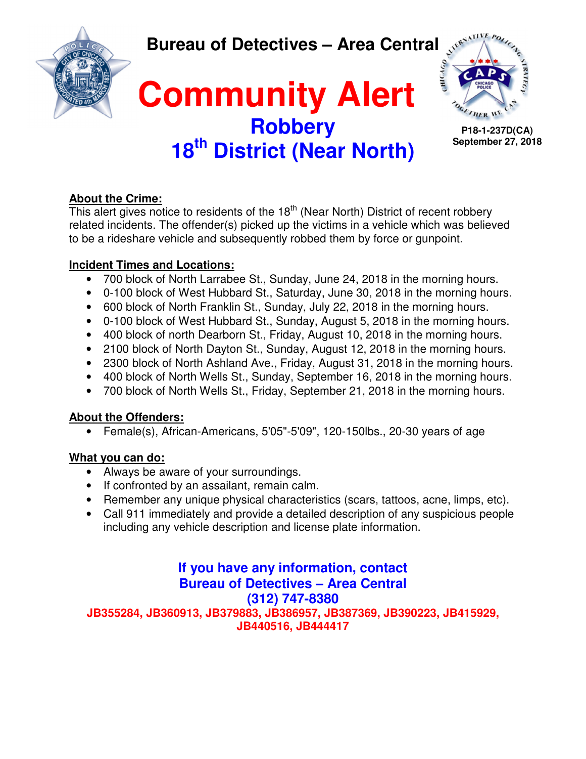# Bureau of Detectives – Area Central

# Community Alert

## Robbery

## 18th District (Near North)

**P18-1-237D(CA)**
**September 27, 2018**

**About the Crime:**

This alert gives notice to residents of the 18th (Near North) District of recent robbery related incidents. The offender(s) picked up the victims in a vehicle which was believed to be a rideshare vehicle and subsequently robbed them by force or gunpoint.

**Incident Times and Locations:**

- 700 block of North Larrabee St., Sunday, June 24, 2018 in the morning hours.
- 0-100 block of West Hubbard St., Saturday, June 30, 2018 in the morning hours.
- 600 block of North Franklin St., Sunday, July 22, 2018 in the morning hours.
- 0-100 block of West Hubbard St., Sunday, August 5, 2018 in the morning hours.
- 400 block of north Dearborn St., Friday, August 10, 2018 in the morning hours.
- 2100 block of North Dayton St., Sunday, August 12, 2018 in the morning hours.
- 2300 block of North Ashland Ave., Friday, August 31, 2018 in the morning hours.
- 400 block of North Wells St., Sunday, September 16, 2018 in the morning hours.
- 700 block of North Wells St., Friday, September 21, 2018 in the morning hours.

**About the Offenders:**

- Female(s), African-Americans, 5'05"-5'09", 120-150lbs., 20-30 years of age

**What you can do:**

- Always be aware of your surroundings.
- If confronted by an assailant, remain calm.
- Remember any unique physical characteristics (scars, tattoos, acne, limps, etc).
- Call 911 immediately and provide a detailed description of any suspicious people including any vehicle description and license plate information.

**If you have any information, contact**
**Bureau of Detectives – Area Central**
**(312) 747-8380**

**JB355284, JB360913, JB379883, JB386957, JB387369, JB390223, JB415929, JB440516, JB444417**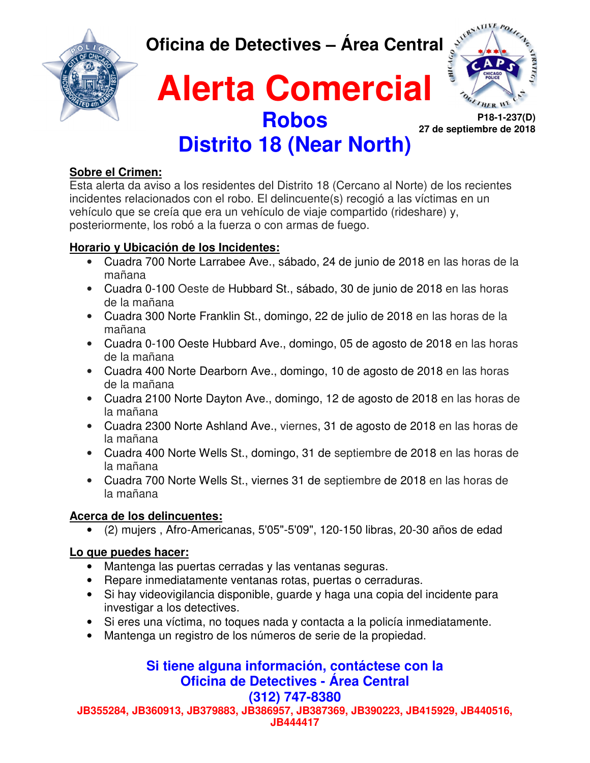# Oficina de Detectives – Área Central

# Alerta Comercial

## Robos

## Distrito 18 (Near North)

**P18-1-237(D)**
**27 de septiembre de 2018**

**Sobre el Crimen:**

Esta alerta da aviso a los residentes del Distrito 18 (Cercano al Norte) de los recientes incidentes relacionados con el robo. El delincuente(s) recogió a las víctimas en un vehículo que se creía que era un vehículo de viaje compartido (rideshare) y, posteriormente, los robó a la fuerza o con armas de fuego.

**Horario y Ubicación de los Incidentes:**

- Cuadra 700 Norte Larrabee Ave., sábado, 24 de junio de 2018 en las horas de la mañana
- Cuadra 0-100 Oeste de Hubbard St., sábado, 30 de junio de 2018 en las horas de la mañana
- Cuadra 300 Norte Franklin St., domingo, 22 de julio de 2018 en las horas de la mañana
- Cuadra 0-100 Oeste Hubbard Ave., domingo, 05 de agosto de 2018 en las horas de la mañana
- Cuadra 400 Norte Dearborn Ave., domingo, 10 de agosto de 2018 en las horas de la mañana
- Cuadra 2100 Norte Dayton Ave., domingo, 12 de agosto de 2018 en las horas de la mañana
- Cuadra 2300 Norte Ashland Ave., viernes, 31 de agosto de 2018 en las horas de la mañana
- Cuadra 400 Norte Wells St., domingo, 31 de septiembre de 2018 en las horas de la mañana
- Cuadra 700 Norte Wells St., viernes 31 de septiembre de 2018 en las horas de la mañana

**Acerca de los delincuentes:**

- (2) mujers , Afro-Americanas, 5'05"-5'09", 120-150 libras, 20-30 años de edad

**Lo que puedes hacer:**

- Mantenga las puertas cerradas y las ventanas seguras.
- Repare inmediatamente ventanas rotas, puertas o cerraduras.
- Si hay videovigilancia disponible, guarde y haga una copia del incidente para investigar a los detectives.
- Si eres una víctima, no toques nada y contacta a la policía inmediatamente.
- Mantenga un registro de los números de serie de la propiedad.

**Si tiene alguna información, contáctese con la Oficina de Detectives - Área Central**
**(312) 747-8380**

**JB355284, JB360913, JB379883, JB386957, JB387369, JB390223, JB415929, JB440516, JB444417**